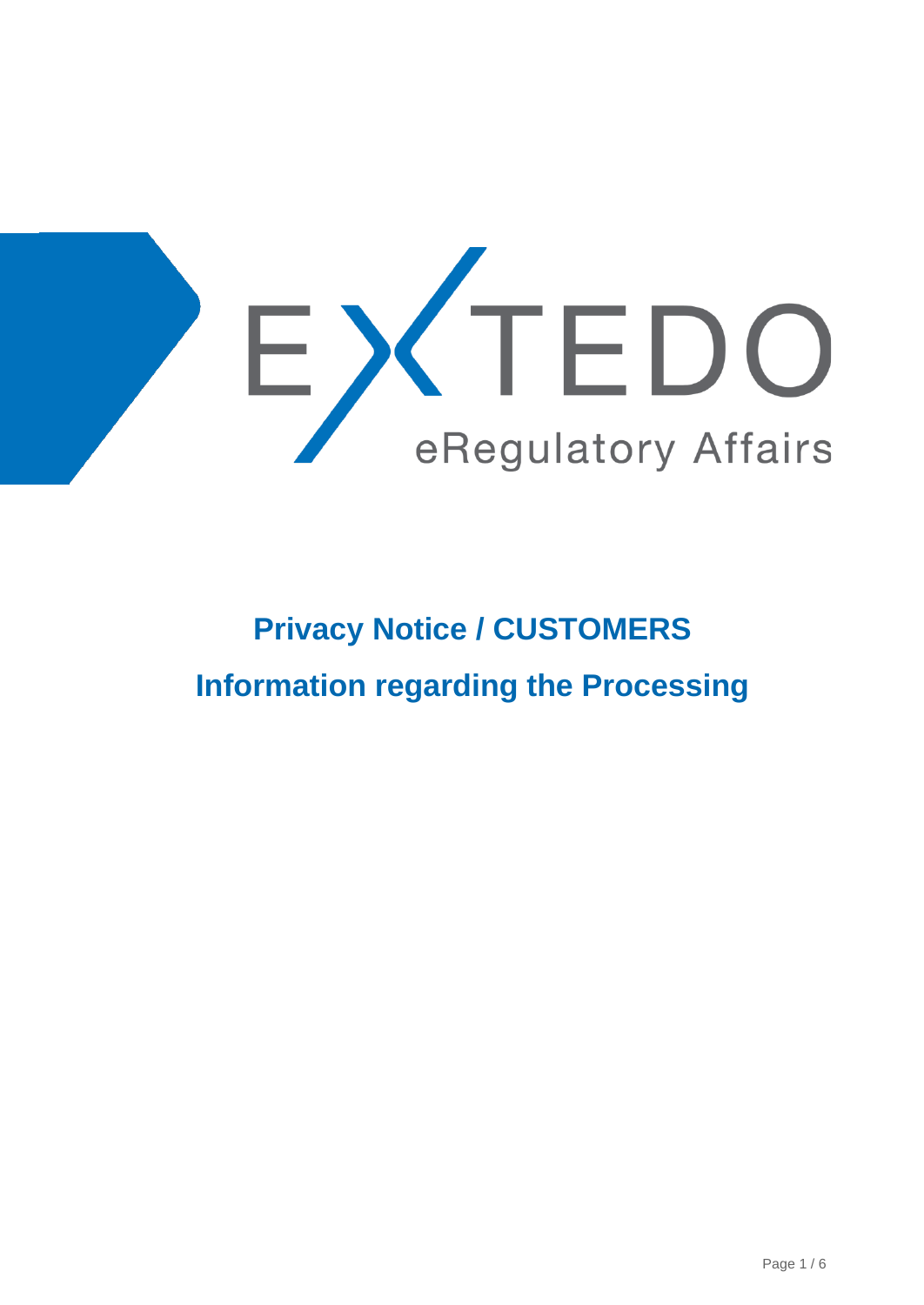EXTEDO

eRegulatory Affairs

# Privacy Notice / CUSTOMERS

# Information regarding the Processing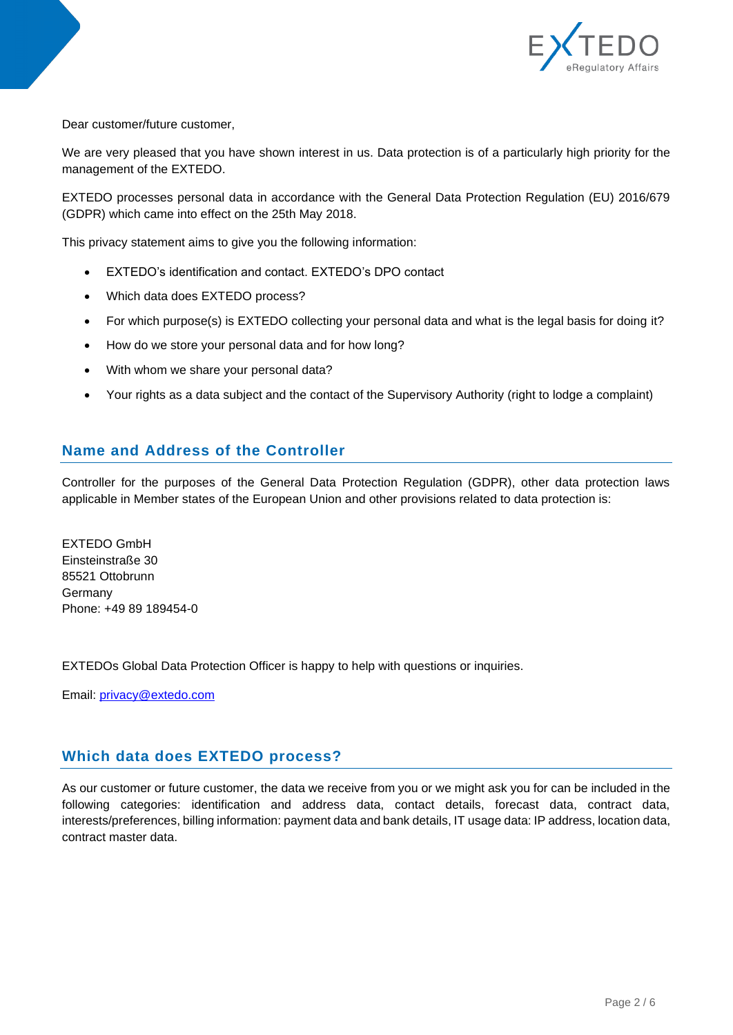Dear customer/future customer,

We are very pleased that you have shown interest in us. Data protection is of a particularly high priority for the management of the EXTEDO.

EXTEDO processes personal data in accordance with the General Data Protection Regulation (EU) 2016/679 (GDPR) which came into effect on the 25th May 2018.

This privacy statement aims to give you the following information:

- EXTEDO's identification and contact. EXTEDO's DPO contact
- Which data does EXTEDO process?
- For which purpose(s) is EXTEDO collecting your personal data and what is the legal basis for doing it?
- How do we store your personal data and for how long?
- With whom we share your personal data?
- Your rights as a data subject and the contact of the Supervisory Authority (right to lodge a complaint)

## Name and Address of the Controller

Controller for the purposes of the General Data Protection Regulation (GDPR), other data protection laws applicable in Member states of the European Union and other provisions related to data protection is:

EXTEDO GmbH
Einsteinstraße 30
85521 Ottobrunn
Germany
Phone: +49 89 189454-0

EXTEDOs Global Data Protection Officer is happy to help with questions or inquiries.

Email: privacy@extedo.com

## Which data does EXTEDO process?

As our customer or future customer, the data we receive from you or we might ask you for can be included in the following categories: identification and address data, contact details, forecast data, contract data, interests/preferences, billing information: payment data and bank details, IT usage data: IP address, location data, contract master data.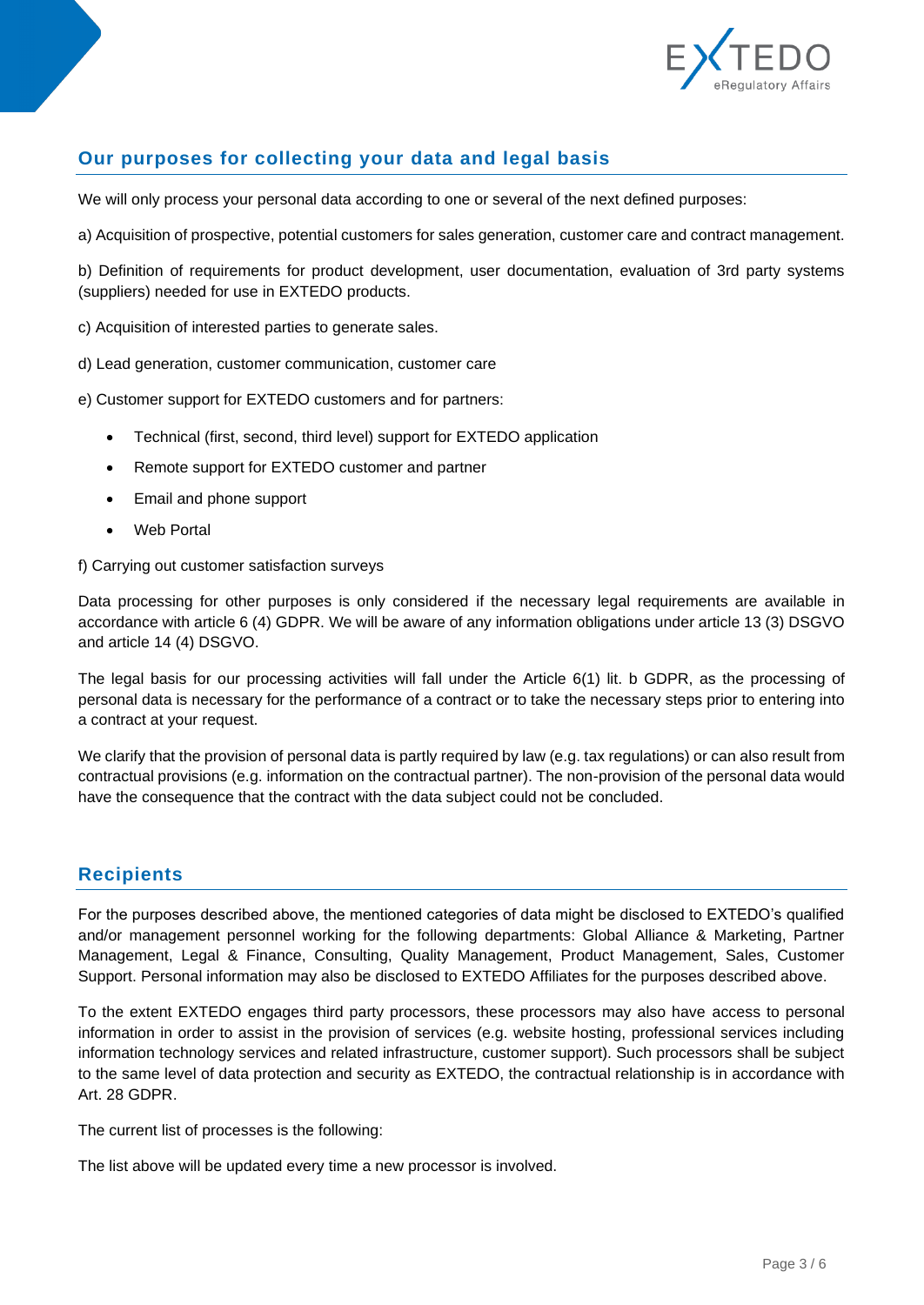## Our purposes for collecting your data and legal basis

We will only process your personal data according to one or several of the next defined purposes:

a) Acquisition of prospective, potential customers for sales generation, customer care and contract management.

b) Definition of requirements for product development, user documentation, evaluation of 3rd party systems (suppliers) needed for use in EXTEDO products.

c) Acquisition of interested parties to generate sales.

d) Lead generation, customer communication, customer care

e) Customer support for EXTEDO customers and for partners:

- Technical (first, second, third level) support for EXTEDO application
- Remote support for EXTEDO customer and partner
- Email and phone support
- Web Portal

f) Carrying out customer satisfaction surveys

Data processing for other purposes is only considered if the necessary legal requirements are available in accordance with article 6 (4) GDPR. We will be aware of any information obligations under article 13 (3) DSGVO and article 14 (4) DSGVO.

The legal basis for our processing activities will fall under the Article 6(1) lit. b GDPR, as the processing of personal data is necessary for the performance of a contract or to take the necessary steps prior to entering into a contract at your request.

We clarify that the provision of personal data is partly required by law (e.g. tax regulations) or can also result from contractual provisions (e.g. information on the contractual partner). The non-provision of the personal data would have the consequence that the contract with the data subject could not be concluded.

## Recipients

For the purposes described above, the mentioned categories of data might be disclosed to EXTEDO's qualified and/or management personnel working for the following departments: Global Alliance & Marketing, Partner Management, Legal & Finance, Consulting, Quality Management, Product Management, Sales, Customer Support. Personal information may also be disclosed to EXTEDO Affiliates for the purposes described above.

To the extent EXTEDO engages third party processors, these processors may also have access to personal information in order to assist in the provision of services (e.g. website hosting, professional services including information technology services and related infrastructure, customer support). Such processors shall be subject to the same level of data protection and security as EXTEDO, the contractual relationship is in accordance with Art. 28 GDPR.

The current list of processes is the following:

The list above will be updated every time a new processor is involved.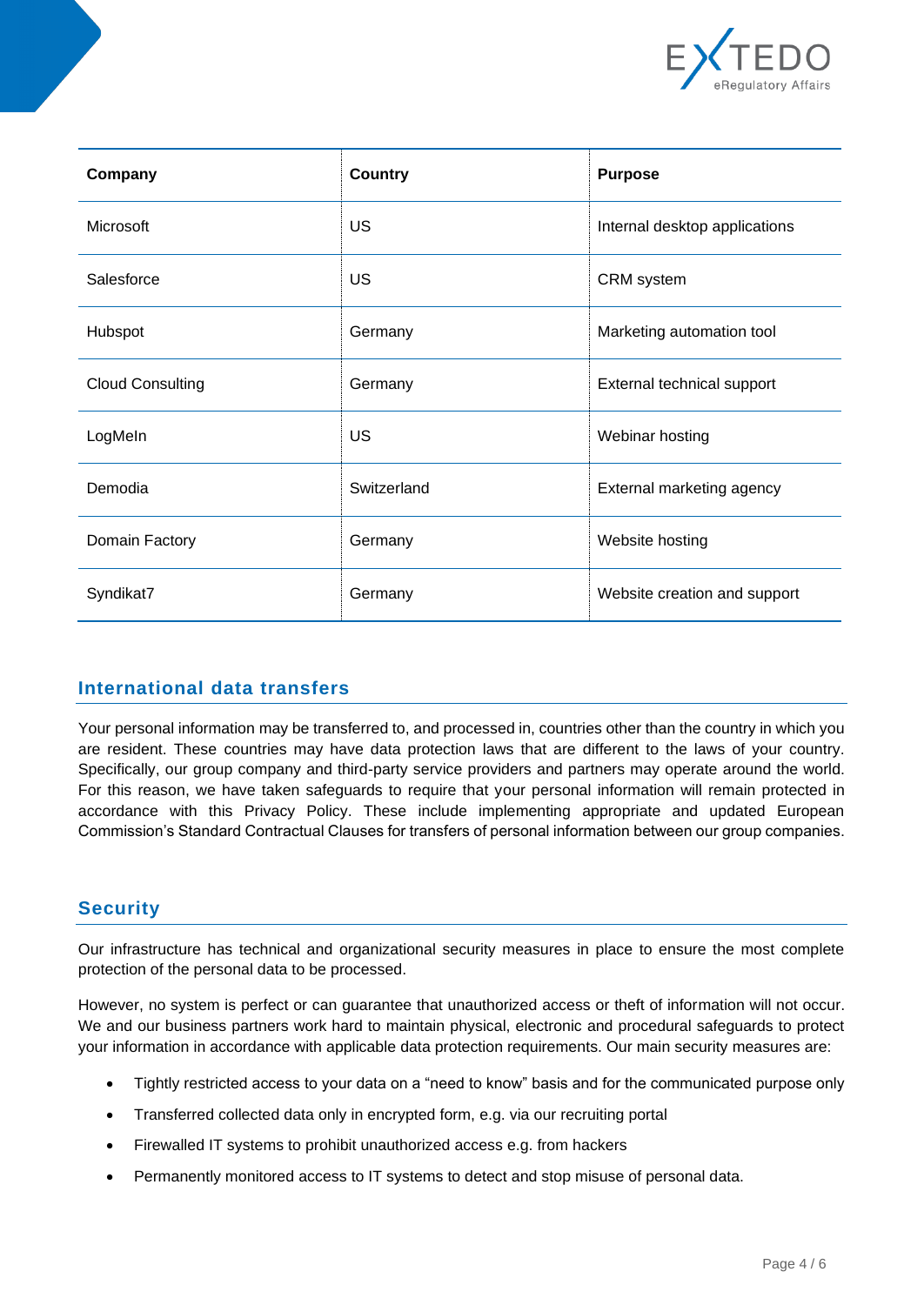| Company | Country | Purpose |
| --- | --- | --- |
| Microsoft | US | Internal desktop applications |
| Salesforce | US | CRM system |
| Hubspot | Germany | Marketing automation tool |
| Cloud Consulting | Germany | External technical support |
| LogMeIn | US | Webinar hosting |
| Demodia | Switzerland | External marketing agency |
| Domain Factory | Germany | Website hosting |
| Syndikat7 | Germany | Website creation and support |

## International data transfers

Your personal information may be transferred to, and processed in, countries other than the country in which you are resident. These countries may have data protection laws that are different to the laws of your country. Specifically, our group company and third-party service providers and partners may operate around the world. For this reason, we have taken safeguards to require that your personal information will remain protected in accordance with this Privacy Policy. These include implementing appropriate and updated European Commission's Standard Contractual Clauses for transfers of personal information between our group companies.

## Security

Our infrastructure has technical and organizational security measures in place to ensure the most complete protection of the personal data to be processed.

However, no system is perfect or can guarantee that unauthorized access or theft of information will not occur. We and our business partners work hard to maintain physical, electronic and procedural safeguards to protect your information in accordance with applicable data protection requirements. Our main security measures are:

- Tightly restricted access to your data on a "need to know" basis and for the communicated purpose only
- Transferred collected data only in encrypted form, e.g. via our recruiting portal
- Firewalled IT systems to prohibit unauthorized access e.g. from hackers
- Permanently monitored access to IT systems to detect and stop misuse of personal data.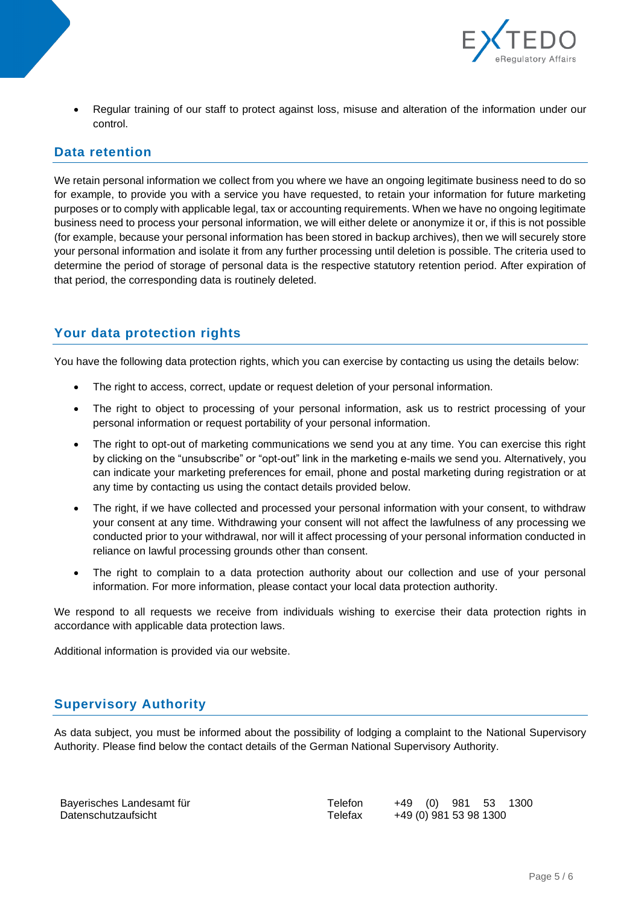- Regular training of our staff to protect against loss, misuse and alteration of the information under our control.

## Data retention

We retain personal information we collect from you where we have an ongoing legitimate business need to do so for example, to provide you with a service you have requested, to retain your information for future marketing purposes or to comply with applicable legal, tax or accounting requirements. When we have no ongoing legitimate business need to process your personal information, we will either delete or anonymize it or, if this is not possible (for example, because your personal information has been stored in backup archives), then we will securely store your personal information and isolate it from any further processing until deletion is possible. The criteria used to determine the period of storage of personal data is the respective statutory retention period. After expiration of that period, the corresponding data is routinely deleted.

## Your data protection rights

You have the following data protection rights, which you can exercise by contacting us using the details below:

- The right to access, correct, update or request deletion of your personal information.
- The right to object to processing of your personal information, ask us to restrict processing of your personal information or request portability of your personal information.
- The right to opt-out of marketing communications we send you at any time. You can exercise this right by clicking on the "unsubscribe" or "opt-out" link in the marketing e-mails we send you. Alternatively, you can indicate your marketing preferences for email, phone and postal marketing during registration or at any time by contacting us using the contact details provided below.
- The right, if we have collected and processed your personal information with your consent, to withdraw your consent at any time. Withdrawing your consent will not affect the lawfulness of any processing we conducted prior to your withdrawal, nor will it affect processing of your personal information conducted in reliance on lawful processing grounds other than consent.
- The right to complain to a data protection authority about our collection and use of your personal information. For more information, please contact your local data protection authority.

We respond to all requests we receive from individuals wishing to exercise their data protection rights in accordance with applicable data protection laws.

Additional information is provided via our website.

## Supervisory Authority

As data subject, you must be informed about the possibility of lodging a complaint to the National Supervisory Authority. Please find below the contact details of the German National Supervisory Authority.

| | | |
|---|---|---|
| Bayerisches Landesamt für Datenschutzaufsicht | Telefon<br>Telefax | +49 (0) 981 53 1300<br>+49 (0) 981 53 98 1300 |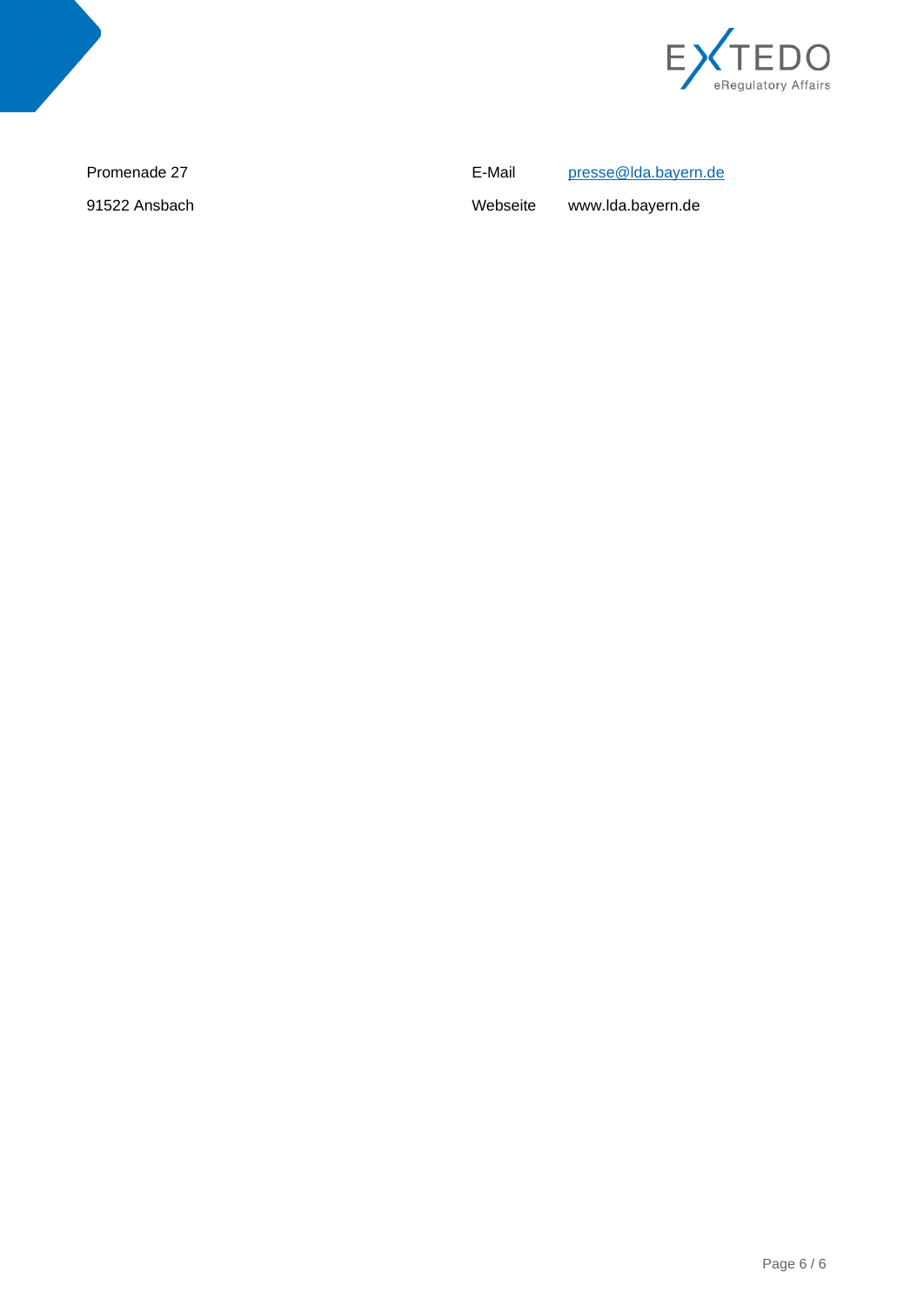| | | | |
|---|---|---|---|
| Promenade 27 | | E-Mail | presse@lda.bayern.de |
| 91522 Ansbach | | Webseite | www.lda.bayern.de |